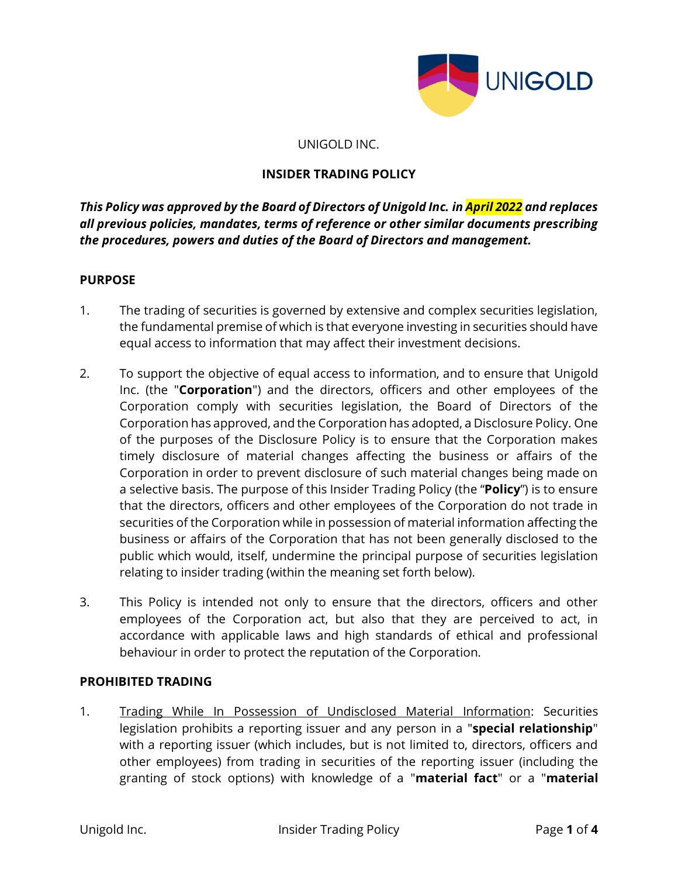UNIGOLD INC.

**INSIDER TRADING POLICY**

***This Policy was approved by the Board of Directors of Unigold Inc. in April 2022 and replaces all previous policies, mandates, terms of reference or other similar documents prescribing the procedures, powers and duties of the Board of Directors and management.***

## PURPOSE

1. The trading of securities is governed by extensive and complex securities legislation, the fundamental premise of which is that everyone investing in securities should have equal access to information that may affect their investment decisions.

2. To support the objective of equal access to information, and to ensure that Unigold Inc. (the "**Corporation**") and the directors, officers and other employees of the Corporation comply with securities legislation, the Board of Directors of the Corporation has approved, and the Corporation has adopted, a Disclosure Policy. One of the purposes of the Disclosure Policy is to ensure that the Corporation makes timely disclosure of material changes affecting the business or affairs of the Corporation in order to prevent disclosure of such material changes being made on a selective basis. The purpose of this Insider Trading Policy (the "**Policy**") is to ensure that the directors, officers and other employees of the Corporation do not trade in securities of the Corporation while in possession of material information affecting the business or affairs of the Corporation that has not been generally disclosed to the public which would, itself, undermine the principal purpose of securities legislation relating to insider trading (within the meaning set forth below).

3. This Policy is intended not only to ensure that the directors, officers and other employees of the Corporation act, but also that they are perceived to act, in accordance with applicable laws and high standards of ethical and professional behaviour in order to protect the reputation of the Corporation.

## PROHIBITED TRADING

1. <u>Trading While In Possession of Undisclosed Material Information</u>: Securities legislation prohibits a reporting issuer and any person in a "**special relationship**" with a reporting issuer (which includes, but is not limited to, directors, officers and other employees) from trading in securities of the reporting issuer (including the granting of stock options) with knowledge of a "**material fact**" or a "**material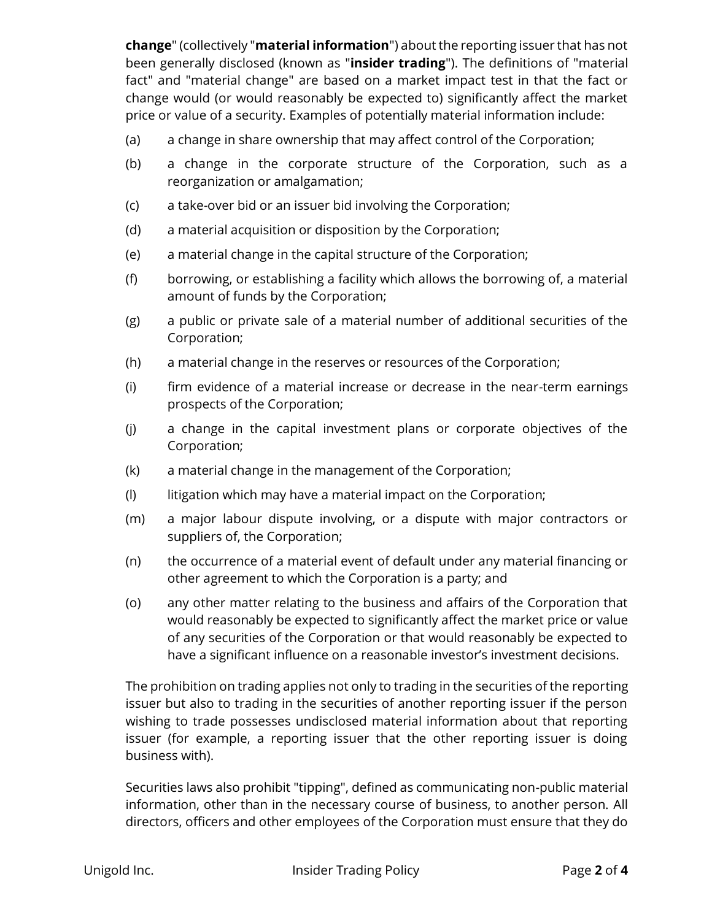**change**" (collectively "**material information**") about the reporting issuer that has not been generally disclosed (known as "**insider trading**"). The definitions of "material fact" and "material change" are based on a market impact test in that the fact or change would (or would reasonably be expected to) significantly affect the market price or value of a security. Examples of potentially material information include:

(a) a change in share ownership that may affect control of the Corporation;

(b) a change in the corporate structure of the Corporation, such as a reorganization or amalgamation;

(c) a take-over bid or an issuer bid involving the Corporation;

(d) a material acquisition or disposition by the Corporation;

(e) a material change in the capital structure of the Corporation;

(f) borrowing, or establishing a facility which allows the borrowing of, a material amount of funds by the Corporation;

(g) a public or private sale of a material number of additional securities of the Corporation;

(h) a material change in the reserves or resources of the Corporation;

(i) firm evidence of a material increase or decrease in the near-term earnings prospects of the Corporation;

(j) a change in the capital investment plans or corporate objectives of the Corporation;

(k) a material change in the management of the Corporation;

(l) litigation which may have a material impact on the Corporation;

(m) a major labour dispute involving, or a dispute with major contractors or suppliers of, the Corporation;

(n) the occurrence of a material event of default under any material financing or other agreement to which the Corporation is a party; and

(o) any other matter relating to the business and affairs of the Corporation that would reasonably be expected to significantly affect the market price or value of any securities of the Corporation or that would reasonably be expected to have a significant influence on a reasonable investor's investment decisions.

The prohibition on trading applies not only to trading in the securities of the reporting issuer but also to trading in the securities of another reporting issuer if the person wishing to trade possesses undisclosed material information about that reporting issuer (for example, a reporting issuer that the other reporting issuer is doing business with).

Securities laws also prohibit "tipping", defined as communicating non-public material information, other than in the necessary course of business, to another person. All directors, officers and other employees of the Corporation must ensure that they do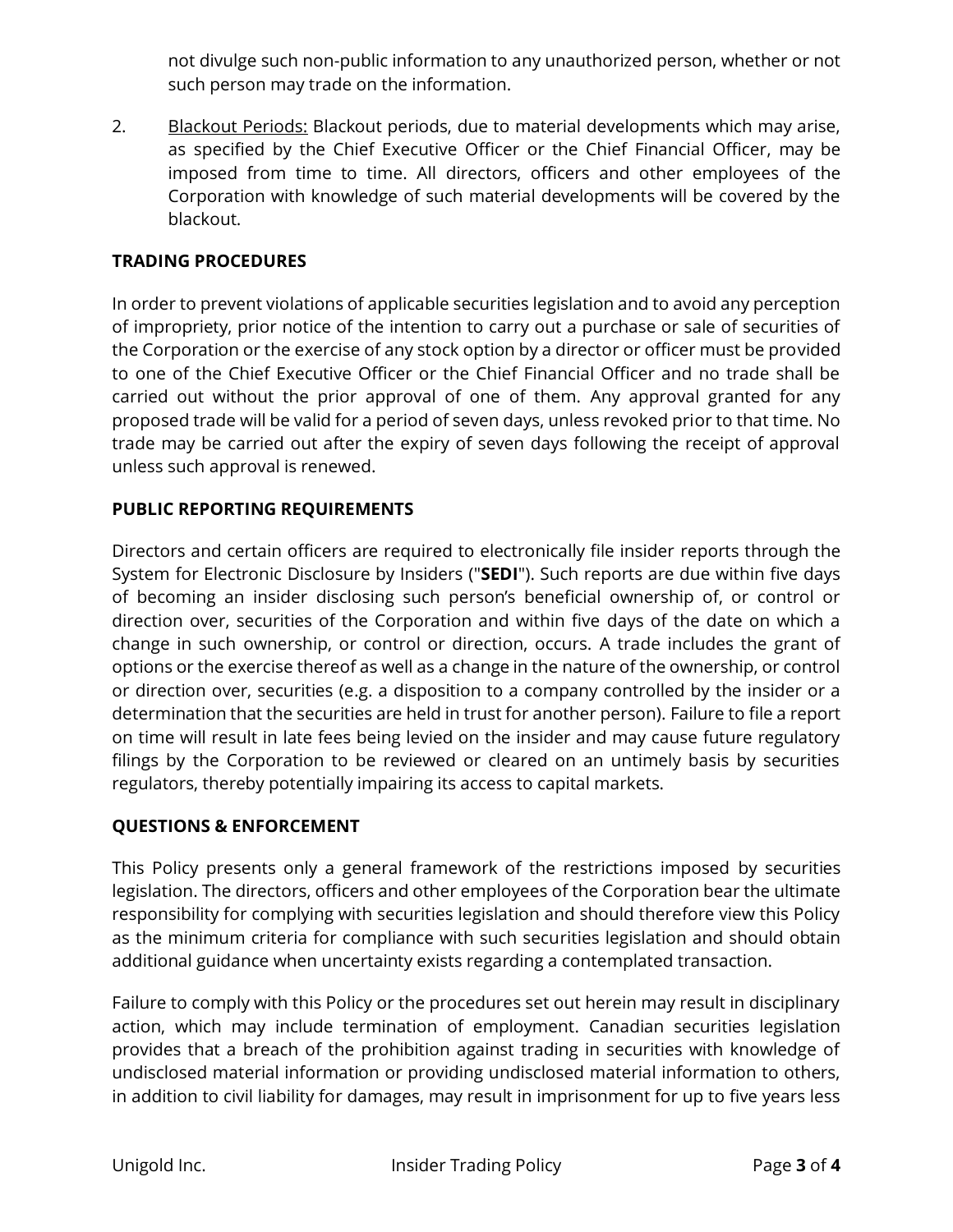not divulge such non-public information to any unauthorized person, whether or not such person may trade on the information.

2. Blackout Periods: Blackout periods, due to material developments which may arise, as specified by the Chief Executive Officer or the Chief Financial Officer, may be imposed from time to time. All directors, officers and other employees of the Corporation with knowledge of such material developments will be covered by the blackout.

## TRADING PROCEDURES

In order to prevent violations of applicable securities legislation and to avoid any perception of impropriety, prior notice of the intention to carry out a purchase or sale of securities of the Corporation or the exercise of any stock option by a director or officer must be provided to one of the Chief Executive Officer or the Chief Financial Officer and no trade shall be carried out without the prior approval of one of them. Any approval granted for any proposed trade will be valid for a period of seven days, unless revoked prior to that time. No trade may be carried out after the expiry of seven days following the receipt of approval unless such approval is renewed.

## PUBLIC REPORTING REQUIREMENTS

Directors and certain officers are required to electronically file insider reports through the System for Electronic Disclosure by Insiders ("**SEDI**"). Such reports are due within five days of becoming an insider disclosing such person's beneficial ownership of, or control or direction over, securities of the Corporation and within five days of the date on which a change in such ownership, or control or direction, occurs. A trade includes the grant of options or the exercise thereof as well as a change in the nature of the ownership, or control or direction over, securities (e.g. a disposition to a company controlled by the insider or a determination that the securities are held in trust for another person). Failure to file a report on time will result in late fees being levied on the insider and may cause future regulatory filings by the Corporation to be reviewed or cleared on an untimely basis by securities regulators, thereby potentially impairing its access to capital markets.

## QUESTIONS & ENFORCEMENT

This Policy presents only a general framework of the restrictions imposed by securities legislation. The directors, officers and other employees of the Corporation bear the ultimate responsibility for complying with securities legislation and should therefore view this Policy as the minimum criteria for compliance with such securities legislation and should obtain additional guidance when uncertainty exists regarding a contemplated transaction.

Failure to comply with this Policy or the procedures set out herein may result in disciplinary action, which may include termination of employment. Canadian securities legislation provides that a breach of the prohibition against trading in securities with knowledge of undisclosed material information or providing undisclosed material information to others, in addition to civil liability for damages, may result in imprisonment for up to five years less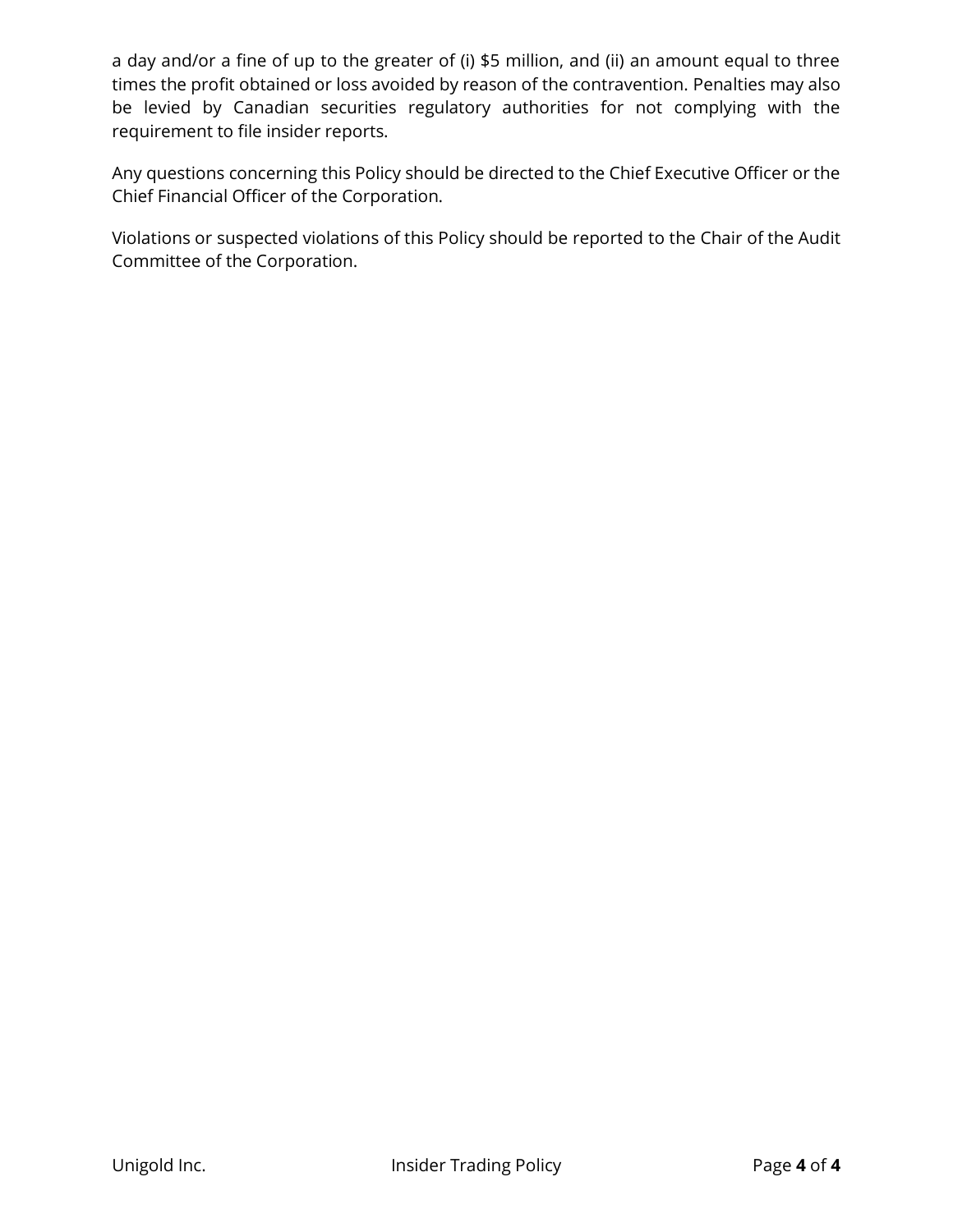a day and/or a fine of up to the greater of (i) $5 million, and (ii) an amount equal to three times the profit obtained or loss avoided by reason of the contravention. Penalties may also be levied by Canadian securities regulatory authorities for not complying with the requirement to file insider reports.

Any questions concerning this Policy should be directed to the Chief Executive Officer or the Chief Financial Officer of the Corporation.

Violations or suspected violations of this Policy should be reported to the Chair of the Audit Committee of the Corporation.